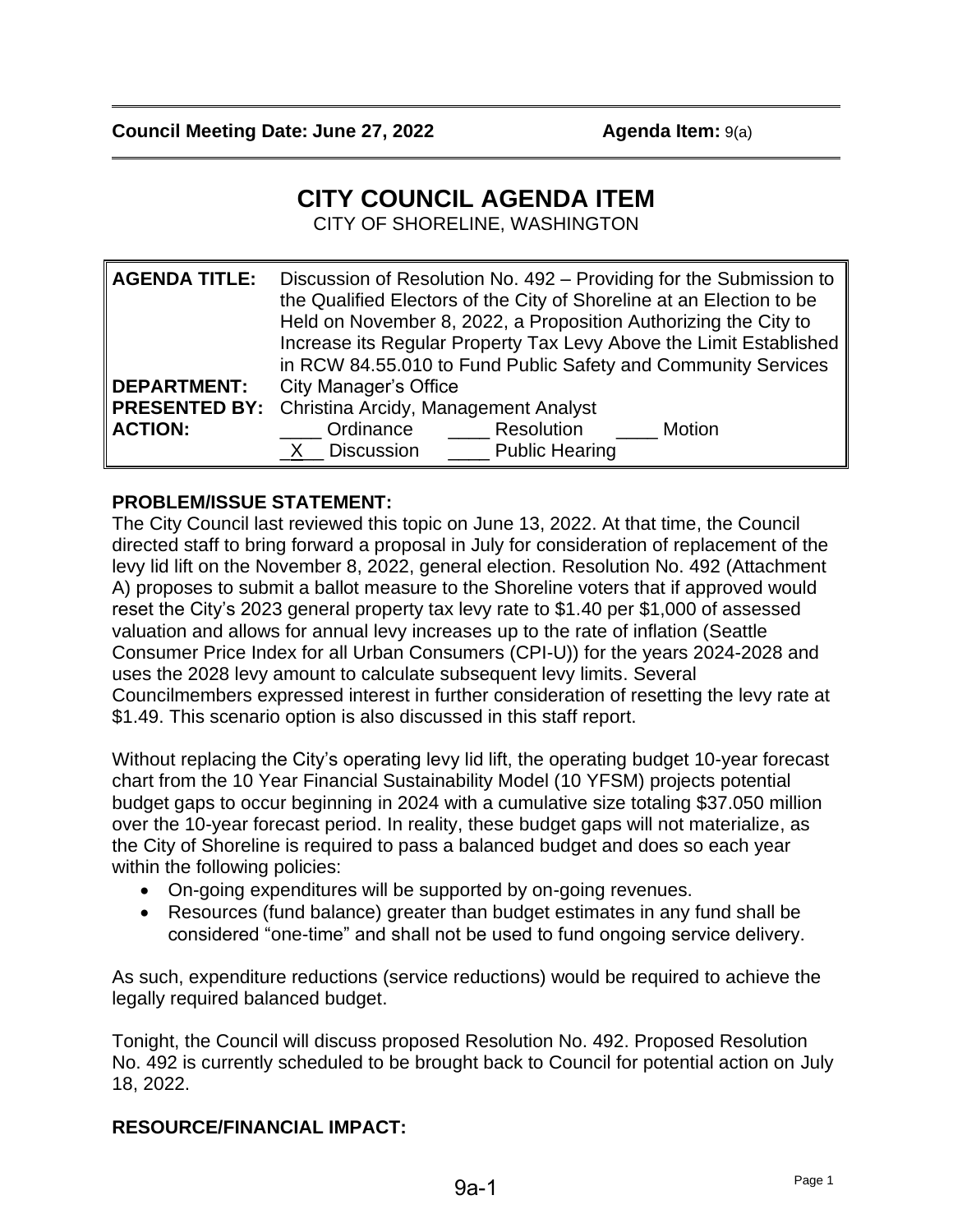**Council Meeting Date: June 27, 2022** **Agenda Item:** 9(a)

# CITY COUNCIL AGENDA ITEM

CITY OF SHORELINE, WASHINGTON

| | |
|---|---|
| **AGENDA TITLE:** | Discussion of Resolution No. 492 – Providing for the Submission to the Qualified Electors of the City of Shoreline at an Election to be Held on November 8, 2022, a Proposition Authorizing the City to Increase its Regular Property Tax Levy Above the Limit Established in RCW 84.55.010 to Fund Public Safety and Community Services |
| **DEPARTMENT:** | City Manager's Office |
| **PRESENTED BY:** | Christina Arcidy, Management Analyst |
| **ACTION:** | ____ Ordinance ____ Resolution ____ Motion<br>_X__ Discussion ____ Public Hearing |

## PROBLEM/ISSUE STATEMENT:

The City Council last reviewed this topic on June 13, 2022. At that time, the Council directed staff to bring forward a proposal in July for consideration of replacement of the levy lid lift on the November 8, 2022, general election. Resolution No. 492 (Attachment A) proposes to submit a ballot measure to the Shoreline voters that if approved would reset the City's 2023 general property tax levy rate to $1.40 per $1,000 of assessed valuation and allows for annual levy increases up to the rate of inflation (Seattle Consumer Price Index for all Urban Consumers (CPI-U)) for the years 2024-2028 and uses the 2028 levy amount to calculate subsequent levy limits. Several Councilmembers expressed interest in further consideration of resetting the levy rate at $1.49. This scenario option is also discussed in this staff report.

Without replacing the City's operating levy lid lift, the operating budget 10-year forecast chart from the 10 Year Financial Sustainability Model (10 YFSM) projects potential budget gaps to occur beginning in 2024 with a cumulative size totaling $37.050 million over the 10-year forecast period. In reality, these budget gaps will not materialize, as the City of Shoreline is required to pass a balanced budget and does so each year within the following policies:

- On-going expenditures will be supported by on-going revenues.
- Resources (fund balance) greater than budget estimates in any fund shall be considered "one-time" and shall not be used to fund ongoing service delivery.

As such, expenditure reductions (service reductions) would be required to achieve the legally required balanced budget.

Tonight, the Council will discuss proposed Resolution No. 492. Proposed Resolution No. 492 is currently scheduled to be brought back to Council for potential action on July 18, 2022.

## RESOURCE/FINANCIAL IMPACT: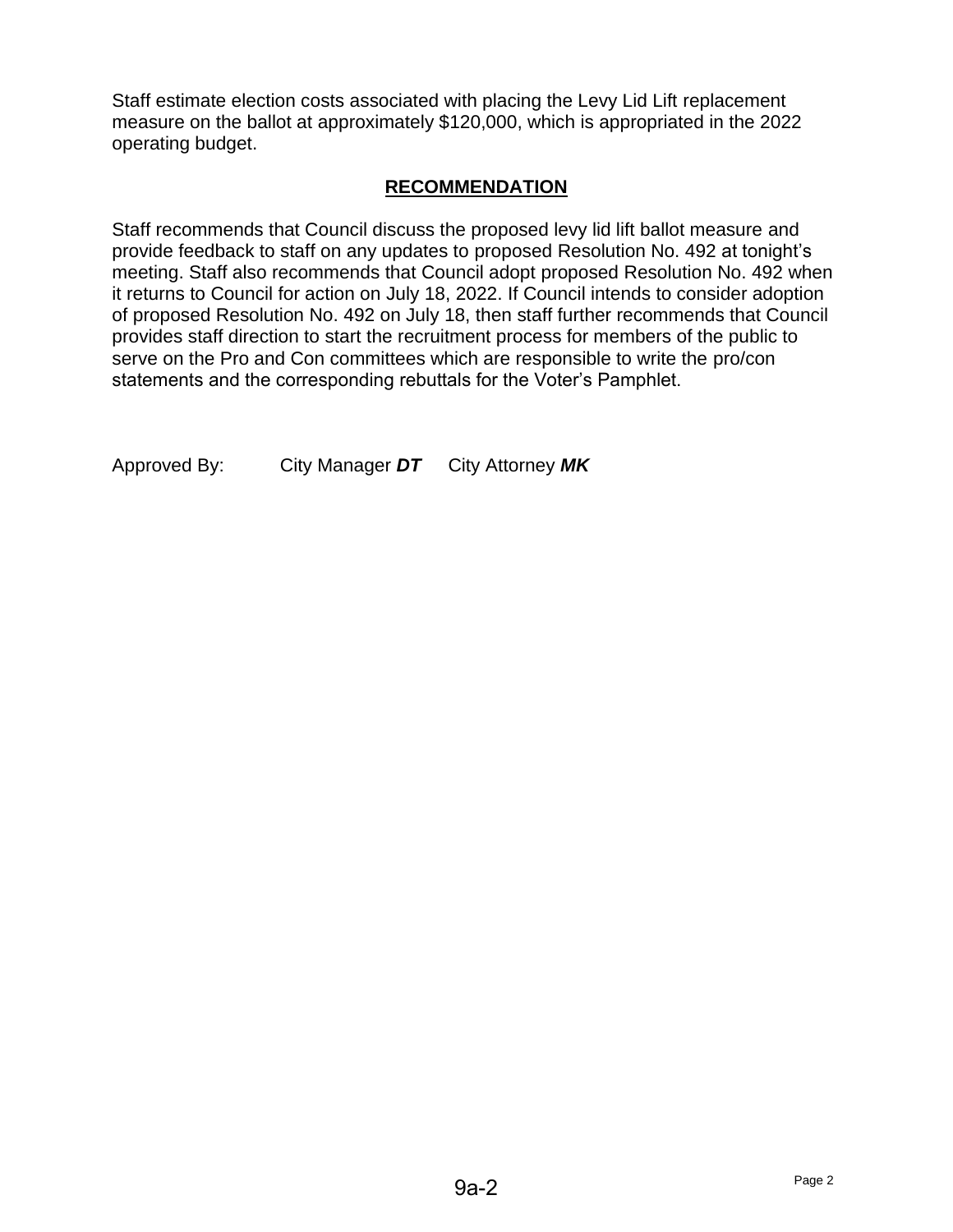Staff estimate election costs associated with placing the Levy Lid Lift replacement measure on the ballot at approximately $120,000, which is appropriated in the 2022 operating budget.

## RECOMMENDATION

Staff recommends that Council discuss the proposed levy lid lift ballot measure and provide feedback to staff on any updates to proposed Resolution No. 492 at tonight's meeting. Staff also recommends that Council adopt proposed Resolution No. 492 when it returns to Council for action on July 18, 2022. If Council intends to consider adoption of proposed Resolution No. 492 on July 18, then staff further recommends that Council provides staff direction to start the recruitment process for members of the public to serve on the Pro and Con committees which are responsible to write the pro/con statements and the corresponding rebuttals for the Voter's Pamphlet.

Approved By: City Manager ***DT*** City Attorney ***MK***

9a-2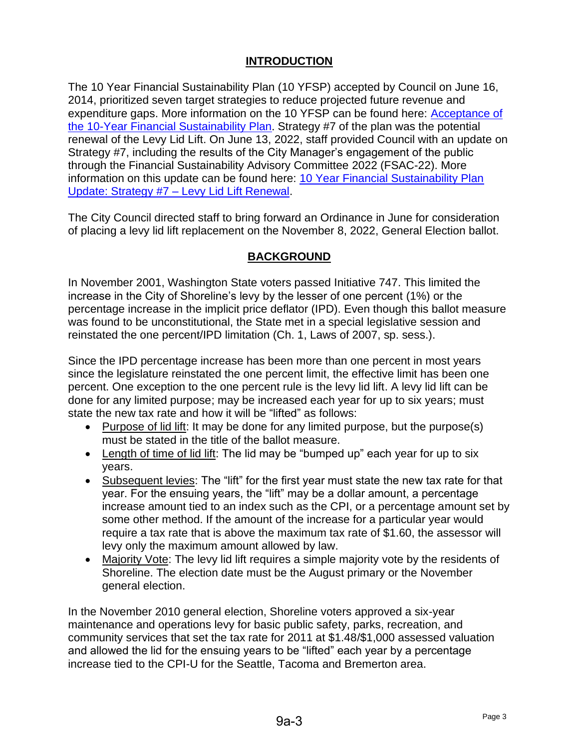## INTRODUCTION

The 10 Year Financial Sustainability Plan (10 YFSP) accepted by Council on June 16, 2014, prioritized seven target strategies to reduce projected future revenue and expenditure gaps. More information on the 10 YFSP can be found here: [Acceptance of the 10-Year Financial Sustainability Plan](). Strategy #7 of the plan was the potential renewal of the Levy Lid Lift. On June 13, 2022, staff provided Council with an update on Strategy #7, including the results of the City Manager's engagement of the public through the Financial Sustainability Advisory Committee 2022 (FSAC-22). More information on this update can be found here: [10 Year Financial Sustainability Plan Update: Strategy #7 – Levy Lid Lift Renewal]().

The City Council directed staff to bring forward an Ordinance in June for consideration of placing a levy lid lift replacement on the November 8, 2022, General Election ballot.

## BACKGROUND

In November 2001, Washington State voters passed Initiative 747. This limited the increase in the City of Shoreline's levy by the lesser of one percent (1%) or the percentage increase in the implicit price deflator (IPD). Even though this ballot measure was found to be unconstitutional, the State met in a special legislative session and reinstated the one percent/IPD limitation (Ch. 1, Laws of 2007, sp. sess.).

Since the IPD percentage increase has been more than one percent in most years since the legislature reinstated the one percent limit, the effective limit has been one percent. One exception to the one percent rule is the levy lid lift. A levy lid lift can be done for any limited purpose; may be increased each year for up to six years; must state the new tax rate and how it will be "lifted" as follows:

- Purpose of lid lift: It may be done for any limited purpose, but the purpose(s) must be stated in the title of the ballot measure.
- Length of time of lid lift: The lid may be "bumped up" each year for up to six years.
- Subsequent levies: The "lift" for the first year must state the new tax rate for that year. For the ensuing years, the "lift" may be a dollar amount, a percentage increase amount tied to an index such as the CPI, or a percentage amount set by some other method. If the amount of the increase for a particular year would require a tax rate that is above the maximum tax rate of $1.60, the assessor will levy only the maximum amount allowed by law.
- Majority Vote: The levy lid lift requires a simple majority vote by the residents of Shoreline. The election date must be the August primary or the November general election.

In the November 2010 general election, Shoreline voters approved a six-year maintenance and operations levy for basic public safety, parks, recreation, and community services that set the tax rate for 2011 at $1.48/$1,000 assessed valuation and allowed the lid for the ensuing years to be "lifted" each year by a percentage increase tied to the CPI-U for the Seattle, Tacoma and Bremerton area.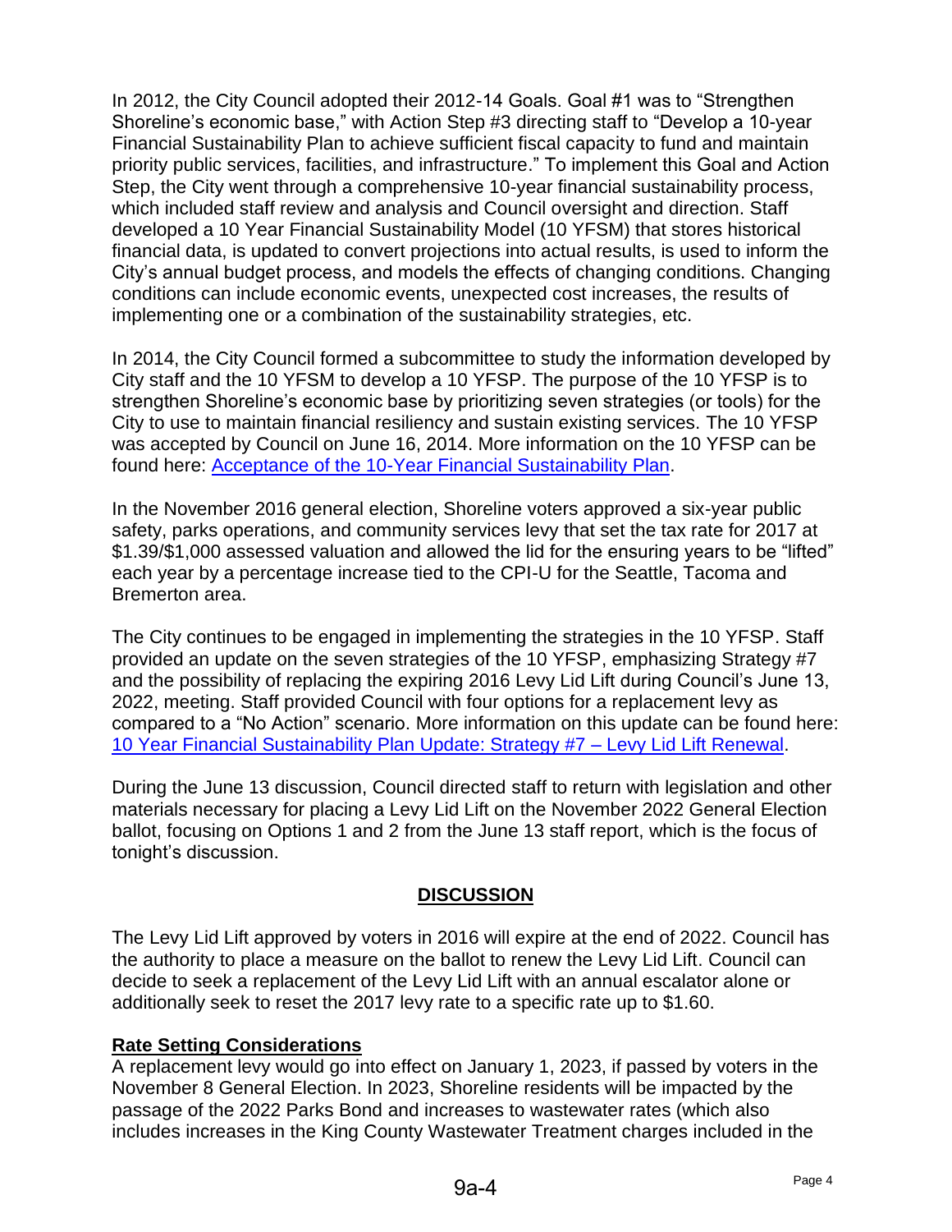In 2012, the City Council adopted their 2012-14 Goals. Goal #1 was to "Strengthen Shoreline's economic base," with Action Step #3 directing staff to "Develop a 10-year Financial Sustainability Plan to achieve sufficient fiscal capacity to fund and maintain priority public services, facilities, and infrastructure." To implement this Goal and Action Step, the City went through a comprehensive 10-year financial sustainability process, which included staff review and analysis and Council oversight and direction. Staff developed a 10 Year Financial Sustainability Model (10 YFSM) that stores historical financial data, is updated to convert projections into actual results, is used to inform the City's annual budget process, and models the effects of changing conditions. Changing conditions can include economic events, unexpected cost increases, the results of implementing one or a combination of the sustainability strategies, etc.

In 2014, the City Council formed a subcommittee to study the information developed by City staff and the 10 YFSM to develop a 10 YFSP. The purpose of the 10 YFSP is to strengthen Shoreline's economic base by prioritizing seven strategies (or tools) for the City to use to maintain financial resiliency and sustain existing services. The 10 YFSP was accepted by Council on June 16, 2014. More information on the 10 YFSP can be found here: Acceptance of the 10-Year Financial Sustainability Plan.

In the November 2016 general election, Shoreline voters approved a six-year public safety, parks operations, and community services levy that set the tax rate for 2017 at \$1.39/\$1,000 assessed valuation and allowed the lid for the ensuring years to be "lifted" each year by a percentage increase tied to the CPI-U for the Seattle, Tacoma and Bremerton area.

The City continues to be engaged in implementing the strategies in the 10 YFSP. Staff provided an update on the seven strategies of the 10 YFSP, emphasizing Strategy #7 and the possibility of replacing the expiring 2016 Levy Lid Lift during Council's June 13, 2022, meeting. Staff provided Council with four options for a replacement levy as compared to a "No Action" scenario. More information on this update can be found here: 10 Year Financial Sustainability Plan Update: Strategy #7 – Levy Lid Lift Renewal.

During the June 13 discussion, Council directed staff to return with legislation and other materials necessary for placing a Levy Lid Lift on the November 2022 General Election ballot, focusing on Options 1 and 2 from the June 13 staff report, which is the focus of tonight's discussion.

## DISCUSSION

The Levy Lid Lift approved by voters in 2016 will expire at the end of 2022. Council has the authority to place a measure on the ballot to renew the Levy Lid Lift. Council can decide to seek a replacement of the Levy Lid Lift with an annual escalator alone or additionally seek to reset the 2017 levy rate to a specific rate up to \$1.60.

### Rate Setting Considerations

A replacement levy would go into effect on January 1, 2023, if passed by voters in the November 8 General Election. In 2023, Shoreline residents will be impacted by the passage of the 2022 Parks Bond and increases to wastewater rates (which also includes increases in the King County Wastewater Treatment charges included in the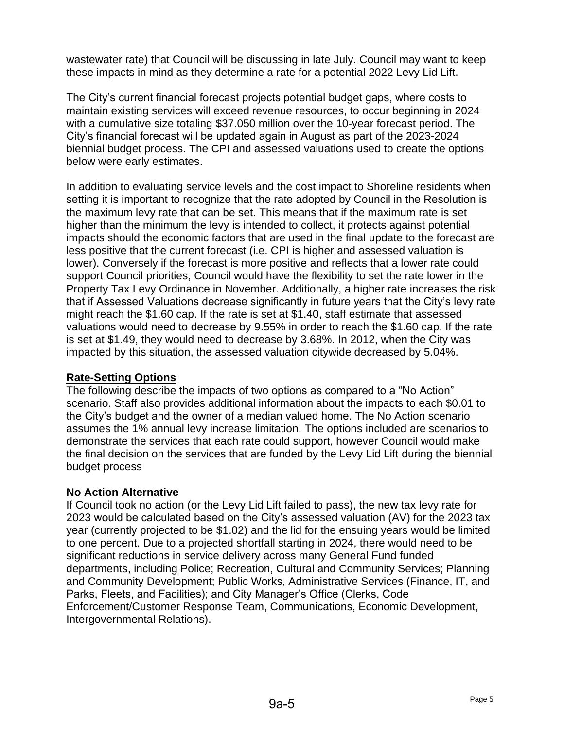wastewater rate) that Council will be discussing in late July. Council may want to keep these impacts in mind as they determine a rate for a potential 2022 Levy Lid Lift.

The City's current financial forecast projects potential budget gaps, where costs to maintain existing services will exceed revenue resources, to occur beginning in 2024 with a cumulative size totaling $37.050 million over the 10-year forecast period. The City's financial forecast will be updated again in August as part of the 2023-2024 biennial budget process. The CPI and assessed valuations used to create the options below were early estimates.

In addition to evaluating service levels and the cost impact to Shoreline residents when setting it is important to recognize that the rate adopted by Council in the Resolution is the maximum levy rate that can be set. This means that if the maximum rate is set higher than the minimum the levy is intended to collect, it protects against potential impacts should the economic factors that are used in the final update to the forecast are less positive that the current forecast (i.e. CPI is higher and assessed valuation is lower). Conversely if the forecast is more positive and reflects that a lower rate could support Council priorities, Council would have the flexibility to set the rate lower in the Property Tax Levy Ordinance in November. Additionally, a higher rate increases the risk that if Assessed Valuations decrease significantly in future years that the City's levy rate might reach the $1.60 cap. If the rate is set at $1.40, staff estimate that assessed valuations would need to decrease by 9.55% in order to reach the $1.60 cap. If the rate is set at $1.49, they would need to decrease by 3.68%. In 2012, when the City was impacted by this situation, the assessed valuation citywide decreased by 5.04%.

## Rate-Setting Options

The following describe the impacts of two options as compared to a "No Action" scenario. Staff also provides additional information about the impacts to each $0.01 to the City's budget and the owner of a median valued home. The No Action scenario assumes the 1% annual levy increase limitation. The options included are scenarios to demonstrate the services that each rate could support, however Council would make the final decision on the services that are funded by the Levy Lid Lift during the biennial budget process

### No Action Alternative

If Council took no action (or the Levy Lid Lift failed to pass), the new tax levy rate for 2023 would be calculated based on the City's assessed valuation (AV) for the 2023 tax year (currently projected to be $1.02) and the lid for the ensuing years would be limited to one percent. Due to a projected shortfall starting in 2024, there would need to be significant reductions in service delivery across many General Fund funded departments, including Police; Recreation, Cultural and Community Services; Planning and Community Development; Public Works, Administrative Services (Finance, IT, and Parks, Fleets, and Facilities); and City Manager's Office (Clerks, Code Enforcement/Customer Response Team, Communications, Economic Development, Intergovernmental Relations).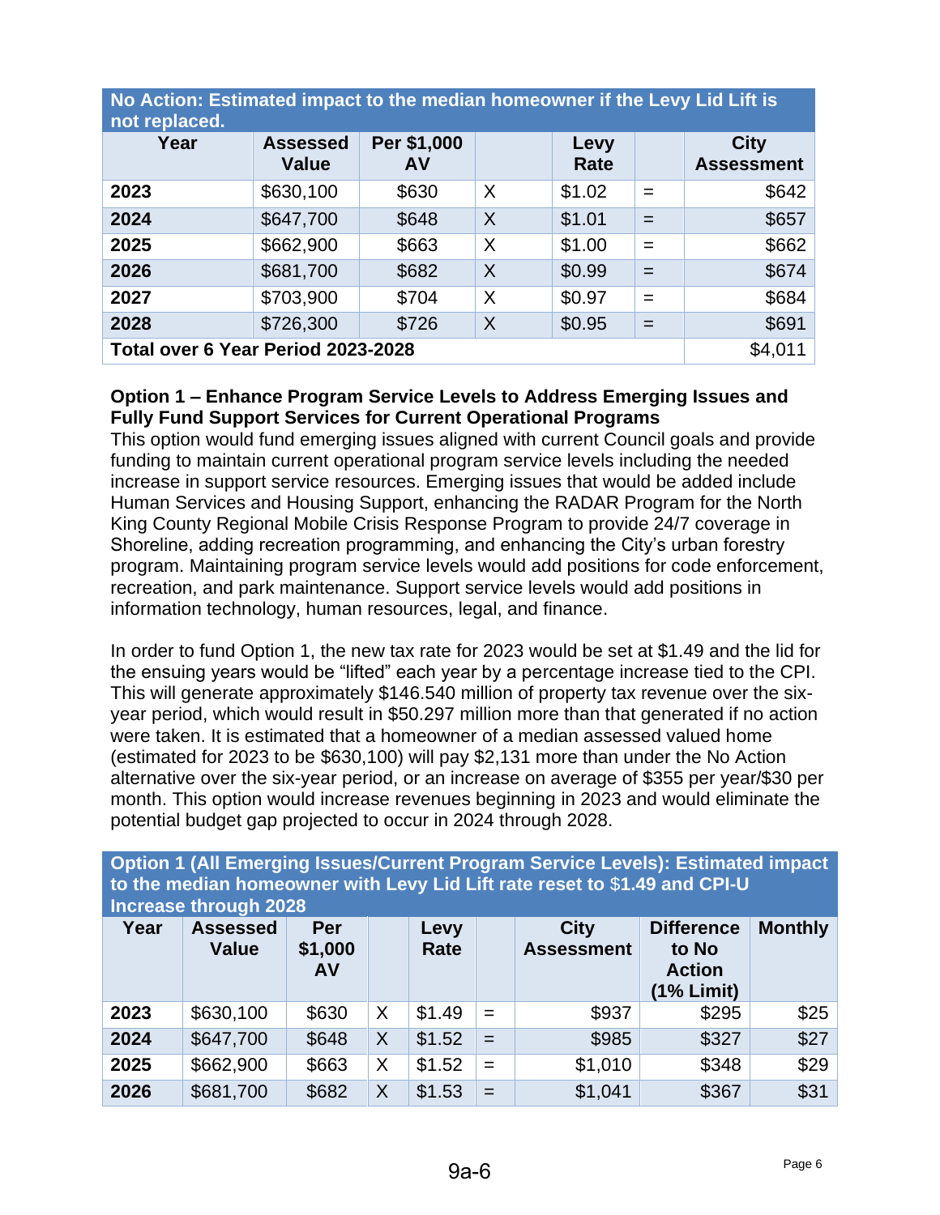| No Action: Estimated impact to the median homeowner if the Levy Lid Lift is not replaced. | | | | | | |
|---|---|---|---|---|---|---|
| **Year** | **Assessed Value** | **Per $1,000 AV** | | **Levy Rate** | | **City Assessment** |
| **2023** | $630,100 | $630 | X | $1.02 | = | $642 |
| **2024** | $647,700 | $648 | X | $1.01 | = | $657 |
| **2025** | $662,900 | $663 | X | $1.00 | = | $662 |
| **2026** | $681,700 | $682 | X | $0.99 | = | $674 |
| **2027** | $703,900 | $704 | X | $0.97 | = | $684 |
| **2028** | $726,300 | $726 | X | $0.95 | = | $691 |
| **Total over 6 Year Period 2023-2028** | | | | | | $4,011 |

**Option 1 – Enhance Program Service Levels to Address Emerging Issues and Fully Fund Support Services for Current Operational Programs**

This option would fund emerging issues aligned with current Council goals and provide funding to maintain current operational program service levels including the needed increase in support service resources. Emerging issues that would be added include Human Services and Housing Support, enhancing the RADAR Program for the North King County Regional Mobile Crisis Response Program to provide 24/7 coverage in Shoreline, adding recreation programming, and enhancing the City's urban forestry program. Maintaining program service levels would add positions for code enforcement, recreation, and park maintenance. Support service levels would add positions in information technology, human resources, legal, and finance.

In order to fund Option 1, the new tax rate for 2023 would be set at $1.49 and the lid for the ensuing years would be "lifted" each year by a percentage increase tied to the CPI. This will generate approximately $146.540 million of property tax revenue over the six-year period, which would result in $50.297 million more than that generated if no action were taken. It is estimated that a homeowner of a median assessed valued home (estimated for 2023 to be $630,100) will pay $2,131 more than under the No Action alternative over the six-year period, or an increase on average of $355 per year/$30 per month. This option would increase revenues beginning in 2023 and would eliminate the potential budget gap projected to occur in 2024 through 2028.

| Option 1 (All Emerging Issues/Current Program Service Levels): Estimated impact to the median homeowner with Levy Lid Lift rate reset to $1.49 and CPI-U Increase through 2028 | | | | | | | | |
|---|---|---|---|---|---|---|---|---|
| **Year** | **Assessed Value** | **Per $1,000 AV** | | **Levy Rate** | | **City Assessment** | **Difference to No Action (1% Limit)** | **Monthly** |
| **2023** | $630,100 | $630 | X | $1.49 | = | $937 | $295 | $25 |
| **2024** | $647,700 | $648 | X | $1.52 | = | $985 | $327 | $27 |
| **2025** | $662,900 | $663 | X | $1.52 | = | $1,010 | $348 | $29 |
| **2026** | $681,700 | $682 | X | $1.53 | = | $1,041 | $367 | $31 |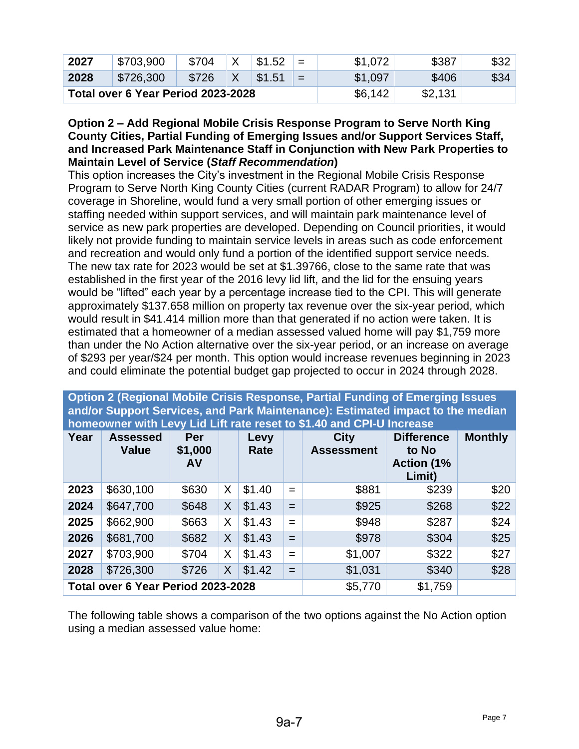| 2027 | $703,900 | $704 | X | $1.52 | = | $1,072 | $387 | $32 |
|---|---|---|---|---|---|---|---|---|
| 2028 | $726,300 | $726 | X | $1.51 | = | $1,097 | $406 | $34 |
| **Total over 6 Year Period 2023-2028** | | | | | | $6,142 | $2,131 | |

**Option 2 – Add Regional Mobile Crisis Response Program to Serve North King County Cities, Partial Funding of Emerging Issues and/or Support Services Staff, and Increased Park Maintenance Staff in Conjunction with New Park Properties to Maintain Level of Service (*Staff Recommendation*)**

This option increases the City's investment in the Regional Mobile Crisis Response Program to Serve North King County Cities (current RADAR Program) to allow for 24/7 coverage in Shoreline, would fund a very small portion of other emerging issues or staffing needed within support services, and will maintain park maintenance level of service as new park properties are developed. Depending on Council priorities, it would likely not provide funding to maintain service levels in areas such as code enforcement and recreation and would only fund a portion of the identified support service needs. The new tax rate for 2023 would be set at $1.39766, close to the same rate that was established in the first year of the 2016 levy lid lift, and the lid for the ensuing years would be "lifted" each year by a percentage increase tied to the CPI. This will generate approximately $137.658 million on property tax revenue over the six-year period, which would result in $41.414 million more than that generated if no action were taken. It is estimated that a homeowner of a median assessed valued home will pay $1,759 more than under the No Action alternative over the six-year period, or an increase on average of $293 per year/$24 per month. This option would increase revenues beginning in 2023 and could eliminate the potential budget gap projected to occur in 2024 through 2028.

**Option 2 (Regional Mobile Crisis Response, Partial Funding of Emerging Issues and/or Support Services, and Park Maintenance): Estimated impact to the median homeowner with Levy Lid Lift rate reset to $1.40 and CPI-U Increase**

| Year | Assessed Value | Per $1,000 AV | | Levy Rate | | City Assessment | Difference to No Action (1% Limit) | Monthly |
|---|---|---|---|---|---|---|---|---|
| 2023 | $630,100 | $630 | X | $1.40 | = | $881 | $239 | $20 |
| 2024 | $647,700 | $648 | X | $1.43 | = | $925 | $268 | $22 |
| 2025 | $662,900 | $663 | X | $1.43 | = | $948 | $287 | $24 |
| 2026 | $681,700 | $682 | X | $1.43 | = | $978 | $304 | $25 |
| 2027 | $703,900 | $704 | X | $1.43 | = | $1,007 | $322 | $27 |
| 2028 | $726,300 | $726 | X | $1.42 | = | $1,031 | $340 | $28 |
| **Total over 6 Year Period 2023-2028** | | | | | | $5,770 | $1,759 | |

The following table shows a comparison of the two options against the No Action option using a median assessed value home: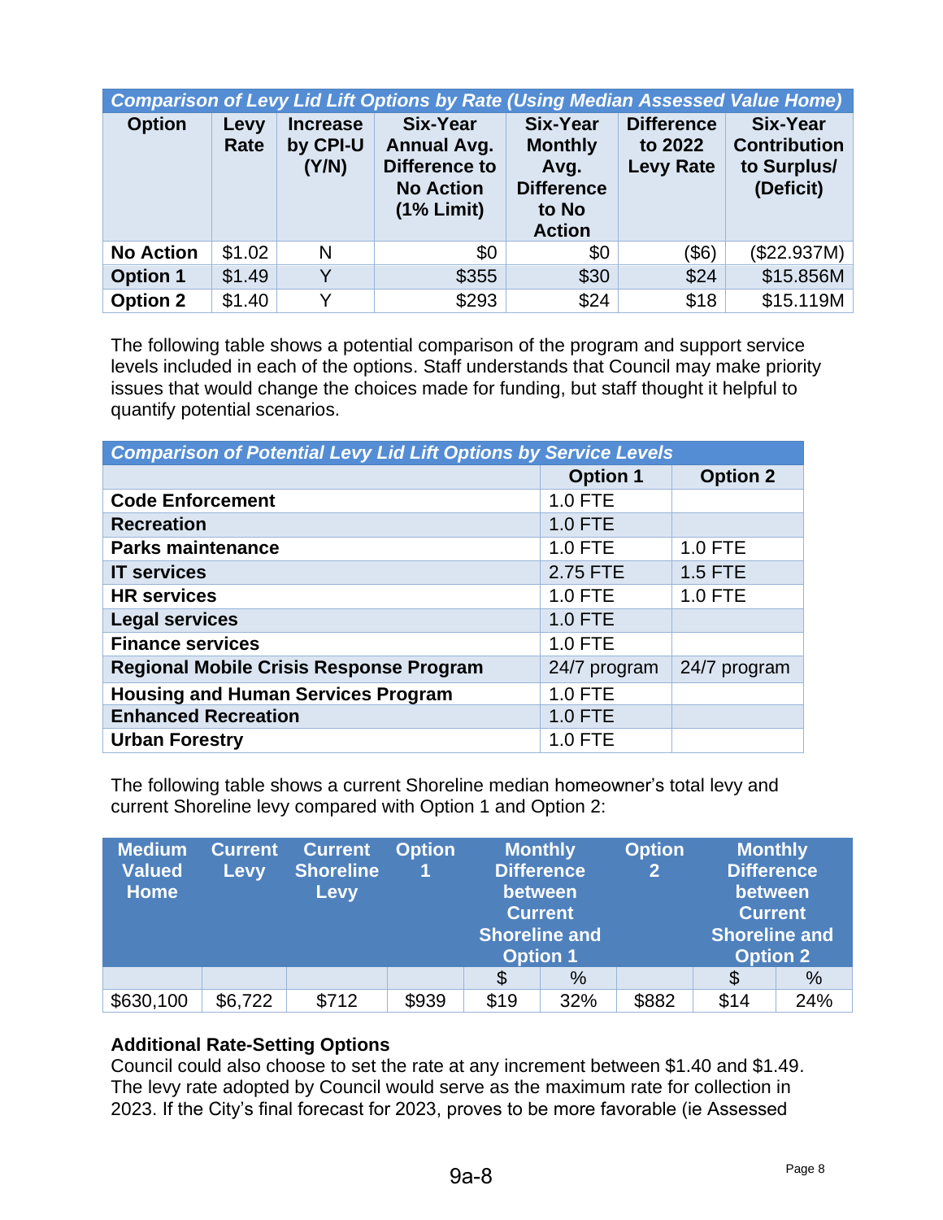| Comparison of Levy Lid Lift Options by Rate (Using Median Assessed Value Home) | | | | | | |
|---|---|---|---|---|---|---|
| **Option** | **Levy Rate** | **Increase by CPI-U (Y/N)** | **Six-Year Annual Avg. Difference to No Action (1% Limit)** | **Six-Year Monthly Avg. Difference to No Action** | **Difference to 2022 Levy Rate** | **Six-Year Contribution to Surplus/ (Deficit)** |
| **No Action** | $1.02 | N | $0 | $0 | ($6) | ($22.937M) |
| **Option 1** | $1.49 | Y | $355 | $30 | $24 | $15.856M |
| **Option 2** | $1.40 | Y | $293 | $24 | $18 | $15.119M |

The following table shows a potential comparison of the program and support service levels included in each of the options. Staff understands that Council may make priority issues that would change the choices made for funding, but staff thought it helpful to quantify potential scenarios.

| Comparison of Potential Levy Lid Lift Options by Service Levels | | |
|---|---|---|
| | **Option 1** | **Option 2** |
| **Code Enforcement** | 1.0 FTE | |
| **Recreation** | 1.0 FTE | |
| **Parks maintenance** | 1.0 FTE | 1.0 FTE |
| **IT services** | 2.75 FTE | 1.5 FTE |
| **HR services** | 1.0 FTE | 1.0 FTE |
| **Legal services** | 1.0 FTE | |
| **Finance services** | 1.0 FTE | |
| **Regional Mobile Crisis Response Program** | 24/7 program | 24/7 program |
| **Housing and Human Services Program** | 1.0 FTE | |
| **Enhanced Recreation** | 1.0 FTE | |
| **Urban Forestry** | 1.0 FTE | |

The following table shows a current Shoreline median homeowner's total levy and current Shoreline levy compared with Option 1 and Option 2:

| Medium Valued Home | Current Levy | Current Shoreline Levy | Option 1 | Monthly Difference between Current Shoreline and Option 1 | | Option 2 | Monthly Difference between Current Shoreline and Option 2 | |
|---|---|---|---|---|---|---|---|---|
| | | | | $ | % | | $ | % |
| $630,100 | $6,722 | $712 | $939 | $19 | 32% | $882 | $14 | 24% |

**Additional Rate-Setting Options**

Council could also choose to set the rate at any increment between $1.40 and $1.49. The levy rate adopted by Council would serve as the maximum rate for collection in 2023. If the City's final forecast for 2023, proves to be more favorable (ie Assessed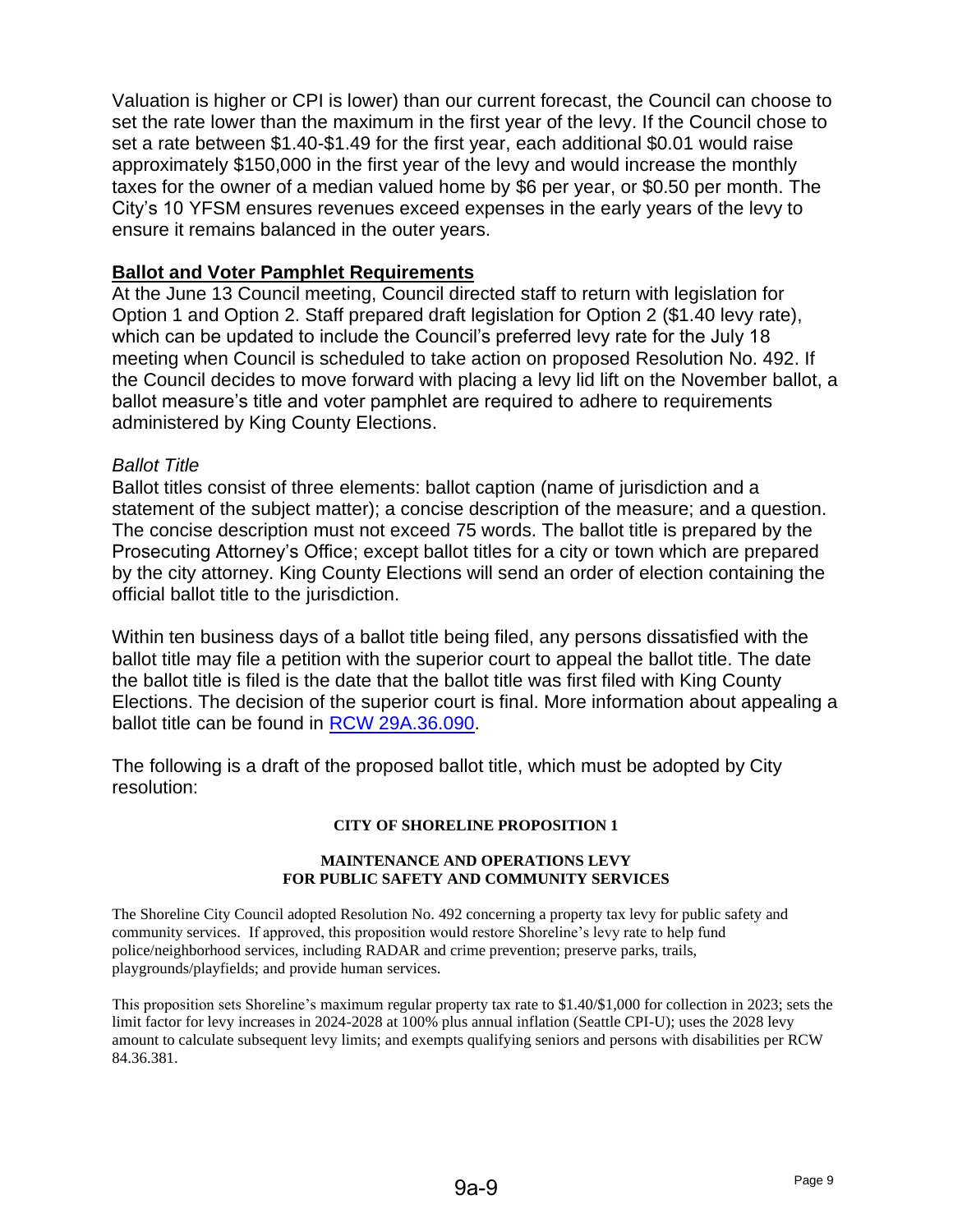Valuation is higher or CPI is lower) than our current forecast, the Council can choose to set the rate lower than the maximum in the first year of the levy. If the Council chose to set a rate between $1.40-$1.49 for the first year, each additional $0.01 would raise approximately $150,000 in the first year of the levy and would increase the monthly taxes for the owner of a median valued home by $6 per year, or $0.50 per month. The City's 10 YFSM ensures revenues exceed expenses in the early years of the levy to ensure it remains balanced in the outer years.

## Ballot and Voter Pamphlet Requirements

At the June 13 Council meeting, Council directed staff to return with legislation for Option 1 and Option 2. Staff prepared draft legislation for Option 2 ($1.40 levy rate), which can be updated to include the Council's preferred levy rate for the July 18 meeting when Council is scheduled to take action on proposed Resolution No. 492. If the Council decides to move forward with placing a levy lid lift on the November ballot, a ballot measure's title and voter pamphlet are required to adhere to requirements administered by King County Elections.

### *Ballot Title*

Ballot titles consist of three elements: ballot caption (name of jurisdiction and a statement of the subject matter); a concise description of the measure; and a question. The concise description must not exceed 75 words. The ballot title is prepared by the Prosecuting Attorney's Office; except ballot titles for a city or town which are prepared by the city attorney. King County Elections will send an order of election containing the official ballot title to the jurisdiction.

Within ten business days of a ballot title being filed, any persons dissatisfied with the ballot title may file a petition with the superior court to appeal the ballot title. The date the ballot title is filed is the date that the ballot title was first filed with King County Elections. The decision of the superior court is final. More information about appealing a ballot title can be found in RCW 29A.36.090.

The following is a draft of the proposed ballot title, which must be adopted by City resolution:

**CITY OF SHORELINE PROPOSITION 1**

**MAINTENANCE AND OPERATIONS LEVY FOR PUBLIC SAFETY AND COMMUNITY SERVICES**

The Shoreline City Council adopted Resolution No. 492 concerning a property tax levy for public safety and community services. If approved, this proposition would restore Shoreline's levy rate to help fund police/neighborhood services, including RADAR and crime prevention; preserve parks, trails, playgrounds/playfields; and provide human services.

This proposition sets Shoreline's maximum regular property tax rate to $1.40/$1,000 for collection in 2023; sets the limit factor for levy increases in 2024-2028 at 100% plus annual inflation (Seattle CPI-U); uses the 2028 levy amount to calculate subsequent levy limits; and exempts qualifying seniors and persons with disabilities per RCW 84.36.381.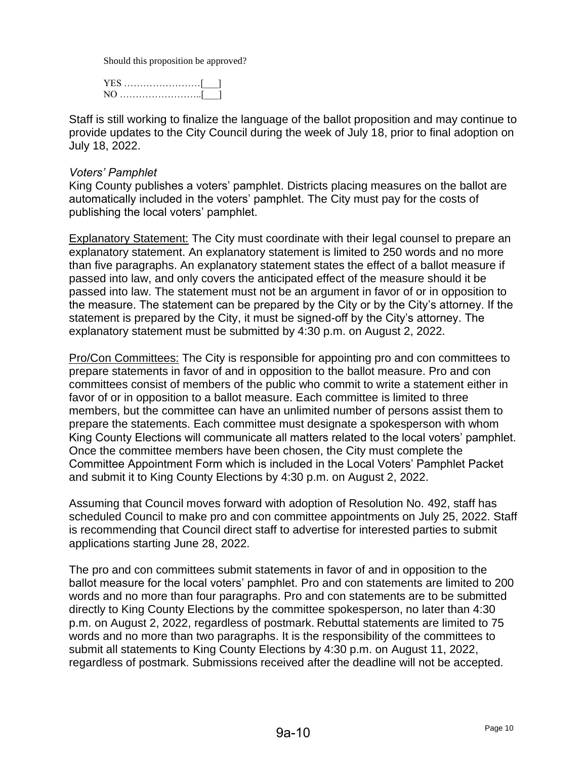Should this proposition be approved?

YES ……………………[___]
NO ……………………..[___]

Staff is still working to finalize the language of the ballot proposition and may continue to provide updates to the City Council during the week of July 18, prior to final adoption on July 18, 2022.

*Voters' Pamphlet*

King County publishes a voters' pamphlet. Districts placing measures on the ballot are automatically included in the voters' pamphlet. The City must pay for the costs of publishing the local voters' pamphlet.

<u>Explanatory Statement:</u> The City must coordinate with their legal counsel to prepare an explanatory statement. An explanatory statement is limited to 250 words and no more than five paragraphs. An explanatory statement states the effect of a ballot measure if passed into law, and only covers the anticipated effect of the measure should it be passed into law. The statement must not be an argument in favor of or in opposition to the measure. The statement can be prepared by the City or by the City's attorney. If the statement is prepared by the City, it must be signed-off by the City's attorney. The explanatory statement must be submitted by 4:30 p.m. on August 2, 2022.

<u>Pro/Con Committees:</u> The City is responsible for appointing pro and con committees to prepare statements in favor of and in opposition to the ballot measure. Pro and con committees consist of members of the public who commit to write a statement either in favor of or in opposition to a ballot measure. Each committee is limited to three members, but the committee can have an unlimited number of persons assist them to prepare the statements. Each committee must designate a spokesperson with whom King County Elections will communicate all matters related to the local voters' pamphlet. Once the committee members have been chosen, the City must complete the Committee Appointment Form which is included in the Local Voters' Pamphlet Packet and submit it to King County Elections by 4:30 p.m. on August 2, 2022.

Assuming that Council moves forward with adoption of Resolution No. 492, staff has scheduled Council to make pro and con committee appointments on July 25, 2022. Staff is recommending that Council direct staff to advertise for interested parties to submit applications starting June 28, 2022.

The pro and con committees submit statements in favor of and in opposition to the ballot measure for the local voters' pamphlet. Pro and con statements are limited to 200 words and no more than four paragraphs. Pro and con statements are to be submitted directly to King County Elections by the committee spokesperson, no later than 4:30 p.m. on August 2, 2022, regardless of postmark. Rebuttal statements are limited to 75 words and no more than two paragraphs. It is the responsibility of the committees to submit all statements to King County Elections by 4:30 p.m. on August 11, 2022, regardless of postmark. Submissions received after the deadline will not be accepted.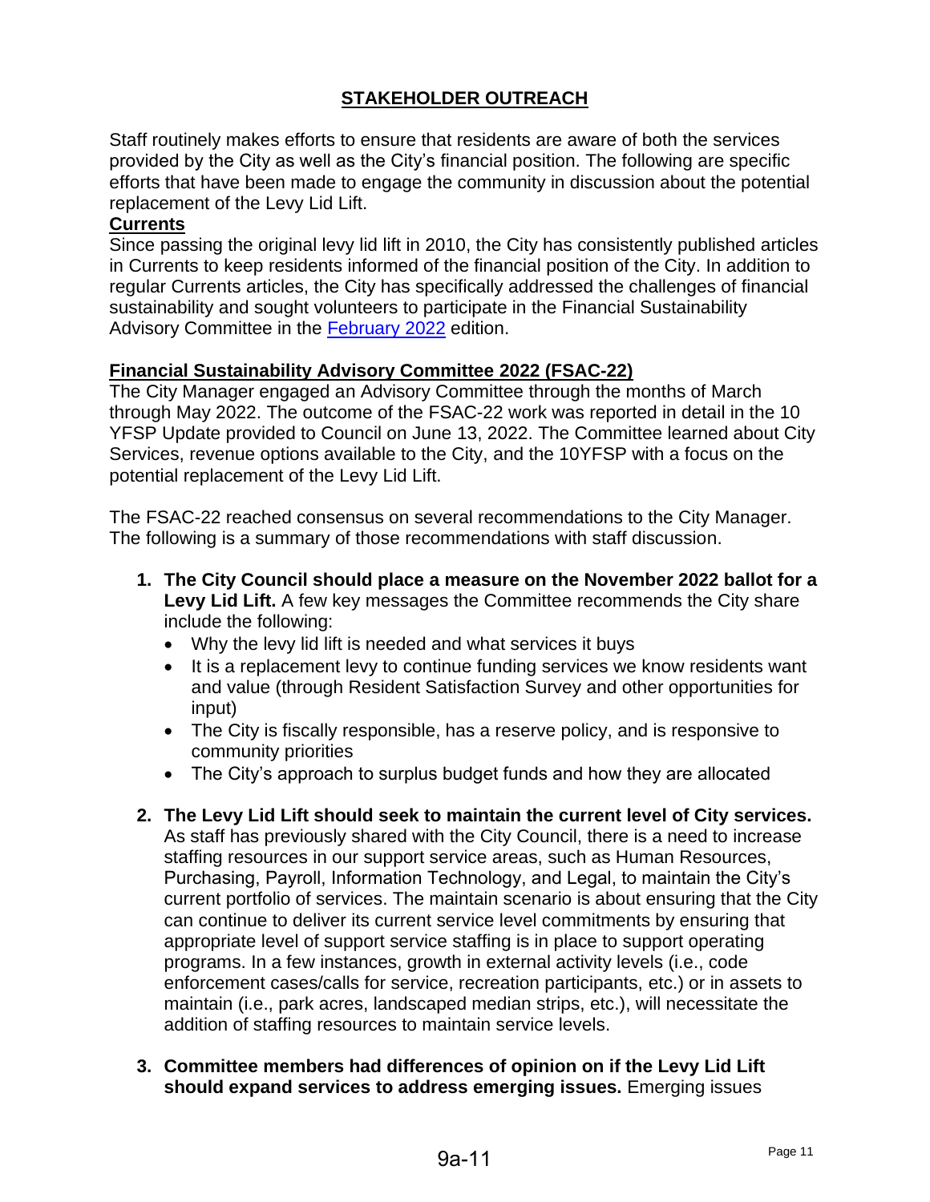## STAKEHOLDER OUTREACH

Staff routinely makes efforts to ensure that residents are aware of both the services provided by the City as well as the City's financial position. The following are specific efforts that have been made to engage the community in discussion about the potential replacement of the Levy Lid Lift.

**Currents**

Since passing the original levy lid lift in 2010, the City has consistently published articles in Currents to keep residents informed of the financial position of the City. In addition to regular Currents articles, the City has specifically addressed the challenges of financial sustainability and sought volunteers to participate in the Financial Sustainability Advisory Committee in the [February 2022] edition.

**Financial Sustainability Advisory Committee 2022 (FSAC-22)**

The City Manager engaged an Advisory Committee through the months of March through May 2022. The outcome of the FSAC-22 work was reported in detail in the 10 YFSP Update provided to Council on June 13, 2022. The Committee learned about City Services, revenue options available to the City, and the 10YFSP with a focus on the potential replacement of the Levy Lid Lift.

The FSAC-22 reached consensus on several recommendations to the City Manager. The following is a summary of those recommendations with staff discussion.

1. **The City Council should place a measure on the November 2022 ballot for a Levy Lid Lift.** A few key messages the Committee recommends the City share include the following:
   - Why the levy lid lift is needed and what services it buys
   - It is a replacement levy to continue funding services we know residents want and value (through Resident Satisfaction Survey and other opportunities for input)
   - The City is fiscally responsible, has a reserve policy, and is responsive to community priorities
   - The City's approach to surplus budget funds and how they are allocated

2. **The Levy Lid Lift should seek to maintain the current level of City services.** As staff has previously shared with the City Council, there is a need to increase staffing resources in our support service areas, such as Human Resources, Purchasing, Payroll, Information Technology, and Legal, to maintain the City's current portfolio of services. The maintain scenario is about ensuring that the City can continue to deliver its current service level commitments by ensuring that appropriate level of support service staffing is in place to support operating programs. In a few instances, growth in external activity levels (i.e., code enforcement cases/calls for service, recreation participants, etc.) or in assets to maintain (i.e., park acres, landscaped median strips, etc.), will necessitate the addition of staffing resources to maintain service levels.

3. **Committee members had differences of opinion on if the Levy Lid Lift should expand services to address emerging issues.** Emerging issues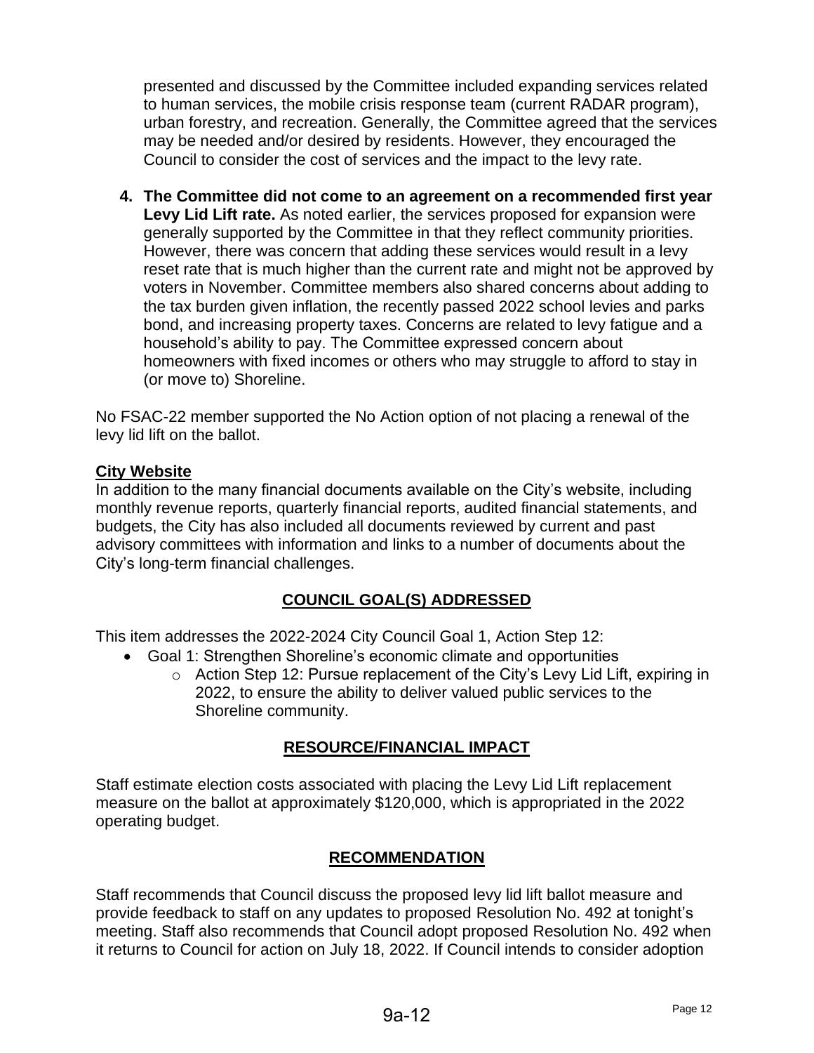presented and discussed by the Committee included expanding services related to human services, the mobile crisis response team (current RADAR program), urban forestry, and recreation. Generally, the Committee agreed that the services may be needed and/or desired by residents. However, they encouraged the Council to consider the cost of services and the impact to the levy rate.

4. **The Committee did not come to an agreement on a recommended first year Levy Lid Lift rate.** As noted earlier, the services proposed for expansion were generally supported by the Committee in that they reflect community priorities. However, there was concern that adding these services would result in a levy reset rate that is much higher than the current rate and might not be approved by voters in November. Committee members also shared concerns about adding to the tax burden given inflation, the recently passed 2022 school levies and parks bond, and increasing property taxes. Concerns are related to levy fatigue and a household's ability to pay. The Committee expressed concern about homeowners with fixed incomes or others who may struggle to afford to stay in (or move to) Shoreline.

No FSAC-22 member supported the No Action option of not placing a renewal of the levy lid lift on the ballot.

**City Website**

In addition to the many financial documents available on the City's website, including monthly revenue reports, quarterly financial reports, audited financial statements, and budgets, the City has also included all documents reviewed by current and past advisory committees with information and links to a number of documents about the City's long-term financial challenges.

## COUNCIL GOAL(S) ADDRESSED

This item addresses the 2022-2024 City Council Goal 1, Action Step 12:

- Goal 1: Strengthen Shoreline's economic climate and opportunities
  - Action Step 12: Pursue replacement of the City's Levy Lid Lift, expiring in 2022, to ensure the ability to deliver valued public services to the Shoreline community.

## RESOURCE/FINANCIAL IMPACT

Staff estimate election costs associated with placing the Levy Lid Lift replacement measure on the ballot at approximately $120,000, which is appropriated in the 2022 operating budget.

## RECOMMENDATION

Staff recommends that Council discuss the proposed levy lid lift ballot measure and provide feedback to staff on any updates to proposed Resolution No. 492 at tonight's meeting. Staff also recommends that Council adopt proposed Resolution No. 492 when it returns to Council for action on July 18, 2022. If Council intends to consider adoption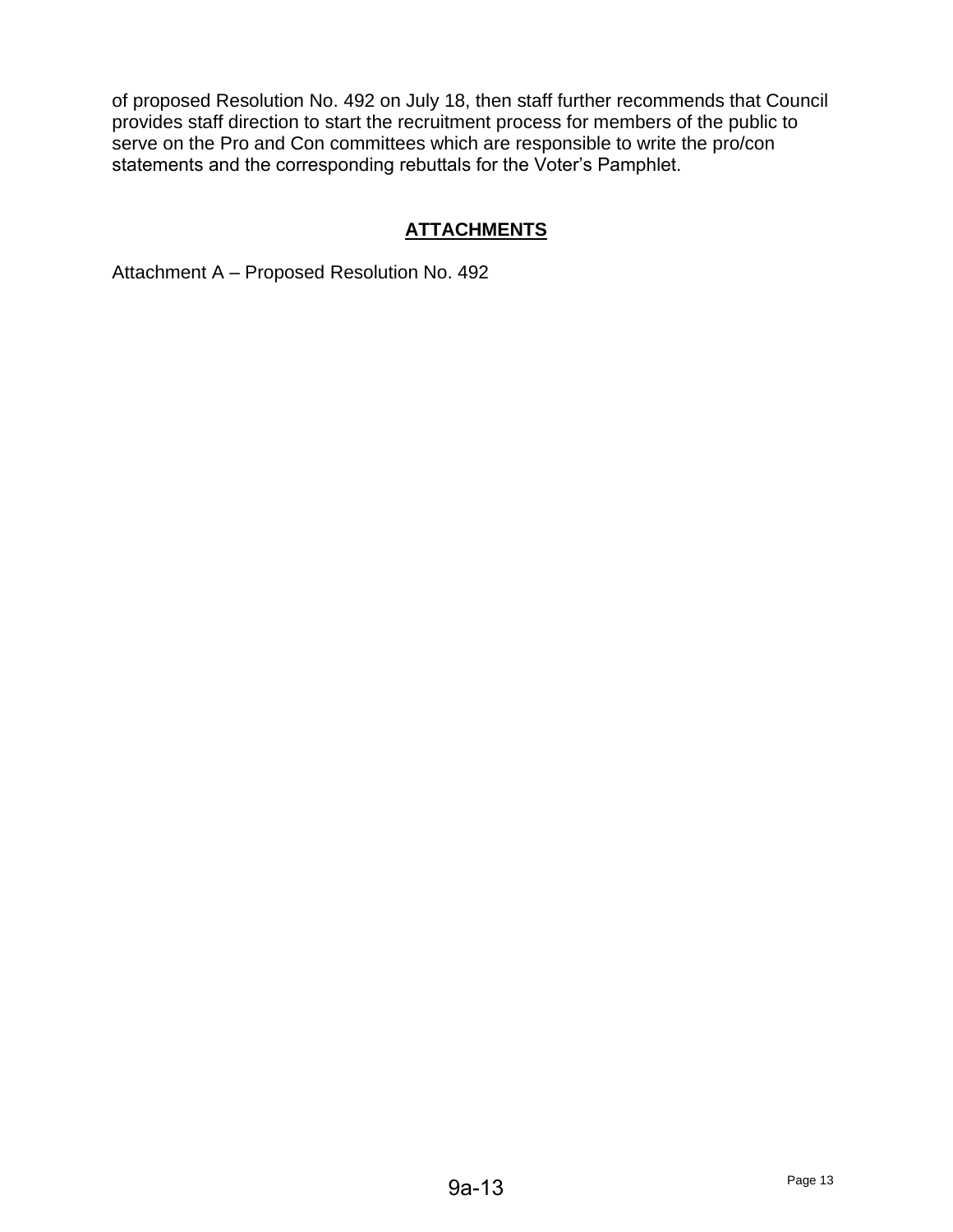of proposed Resolution No. 492 on July 18, then staff further recommends that Council provides staff direction to start the recruitment process for members of the public to serve on the Pro and Con committees which are responsible to write the pro/con statements and the corresponding rebuttals for the Voter's Pamphlet.

## ATTACHMENTS

Attachment A – Proposed Resolution No. 492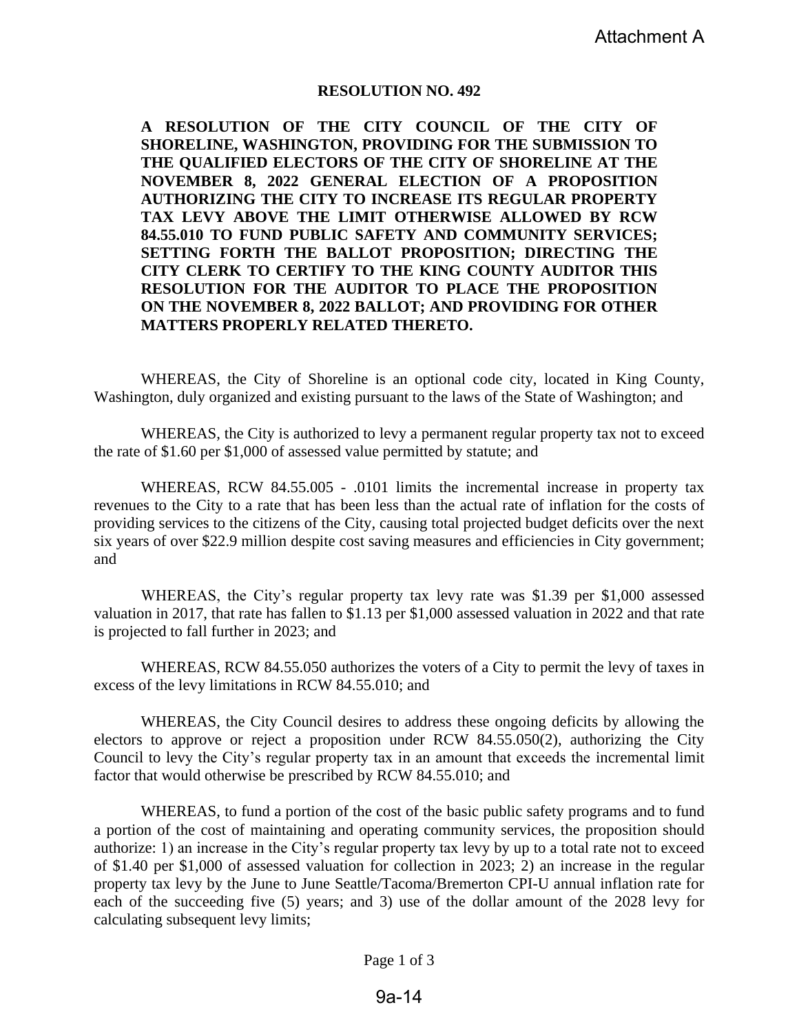Attachment A

# RESOLUTION NO. 492

**A RESOLUTION OF THE CITY COUNCIL OF THE CITY OF SHORELINE, WASHINGTON, PROVIDING FOR THE SUBMISSION TO THE QUALIFIED ELECTORS OF THE CITY OF SHORELINE AT THE NOVEMBER 8, 2022 GENERAL ELECTION OF A PROPOSITION AUTHORIZING THE CITY TO INCREASE ITS REGULAR PROPERTY TAX LEVY ABOVE THE LIMIT OTHERWISE ALLOWED BY RCW 84.55.010 TO FUND PUBLIC SAFETY AND COMMUNITY SERVICES; SETTING FORTH THE BALLOT PROPOSITION; DIRECTING THE CITY CLERK TO CERTIFY TO THE KING COUNTY AUDITOR THIS RESOLUTION FOR THE AUDITOR TO PLACE THE PROPOSITION ON THE NOVEMBER 8, 2022 BALLOT; AND PROVIDING FOR OTHER MATTERS PROPERLY RELATED THERETO.**

WHEREAS, the City of Shoreline is an optional code city, located in King County, Washington, duly organized and existing pursuant to the laws of the State of Washington; and

WHEREAS, the City is authorized to levy a permanent regular property tax not to exceed the rate of $1.60 per $1,000 of assessed value permitted by statute; and

WHEREAS, RCW 84.55.005 - .0101 limits the incremental increase in property tax revenues to the City to a rate that has been less than the actual rate of inflation for the costs of providing services to the citizens of the City, causing total projected budget deficits over the next six years of over $22.9 million despite cost saving measures and efficiencies in City government; and

WHEREAS, the City's regular property tax levy rate was $1.39 per $1,000 assessed valuation in 2017, that rate has fallen to $1.13 per $1,000 assessed valuation in 2022 and that rate is projected to fall further in 2023; and

WHEREAS, RCW 84.55.050 authorizes the voters of a City to permit the levy of taxes in excess of the levy limitations in RCW 84.55.010; and

WHEREAS, the City Council desires to address these ongoing deficits by allowing the electors to approve or reject a proposition under RCW 84.55.050(2), authorizing the City Council to levy the City's regular property tax in an amount that exceeds the incremental limit factor that would otherwise be prescribed by RCW 84.55.010; and

WHEREAS, to fund a portion of the cost of the basic public safety programs and to fund a portion of the cost of maintaining and operating community services, the proposition should authorize: 1) an increase in the City's regular property tax levy by up to a total rate not to exceed of $1.40 per $1,000 of assessed valuation for collection in 2023; 2) an increase in the regular property tax levy by the June to June Seattle/Tacoma/Bremerton CPI-U annual inflation rate for each of the succeeding five (5) years; and 3) use of the dollar amount of the 2028 levy for calculating subsequent levy limits;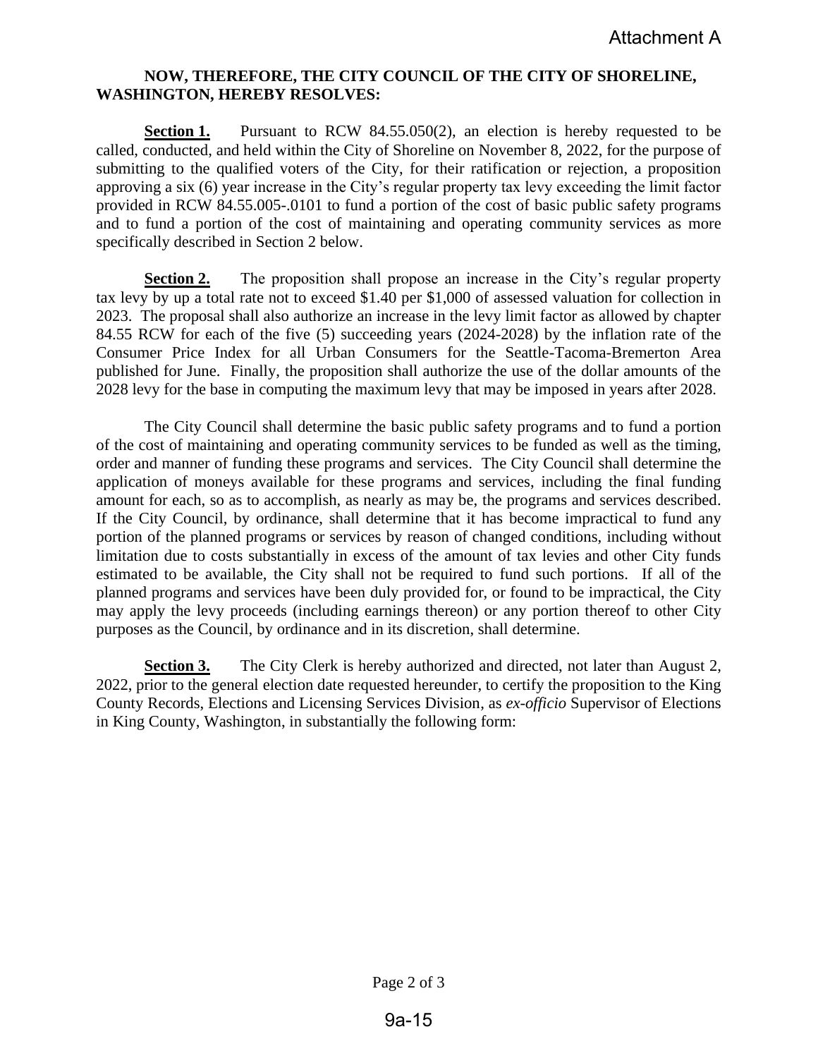Attachment A

**NOW, THEREFORE, THE CITY COUNCIL OF THE CITY OF SHORELINE, WASHINGTON, HEREBY RESOLVES:**

**Section 1.** Pursuant to RCW 84.55.050(2), an election is hereby requested to be called, conducted, and held within the City of Shoreline on November 8, 2022, for the purpose of submitting to the qualified voters of the City, for their ratification or rejection, a proposition approving a six (6) year increase in the City's regular property tax levy exceeding the limit factor provided in RCW 84.55.005-.0101 to fund a portion of the cost of basic public safety programs and to fund a portion of the cost of maintaining and operating community services as more specifically described in Section 2 below.

**Section 2.** The proposition shall propose an increase in the City's regular property tax levy by up a total rate not to exceed $1.40 per $1,000 of assessed valuation for collection in 2023. The proposal shall also authorize an increase in the levy limit factor as allowed by chapter 84.55 RCW for each of the five (5) succeeding years (2024-2028) by the inflation rate of the Consumer Price Index for all Urban Consumers for the Seattle-Tacoma-Bremerton Area published for June. Finally, the proposition shall authorize the use of the dollar amounts of the 2028 levy for the base in computing the maximum levy that may be imposed in years after 2028.

The City Council shall determine the basic public safety programs and to fund a portion of the cost of maintaining and operating community services to be funded as well as the timing, order and manner of funding these programs and services. The City Council shall determine the application of moneys available for these programs and services, including the final funding amount for each, so as to accomplish, as nearly as may be, the programs and services described. If the City Council, by ordinance, shall determine that it has become impractical to fund any portion of the planned programs or services by reason of changed conditions, including without limitation due to costs substantially in excess of the amount of tax levies and other City funds estimated to be available, the City shall not be required to fund such portions. If all of the planned programs and services have been duly provided for, or found to be impractical, the City may apply the levy proceeds (including earnings thereon) or any portion thereof to other City purposes as the Council, by ordinance and in its discretion, shall determine.

**Section 3.** The City Clerk is hereby authorized and directed, not later than August 2, 2022, prior to the general election date requested hereunder, to certify the proposition to the King County Records, Elections and Licensing Services Division, as *ex-officio* Supervisor of Elections in King County, Washington, in substantially the following form: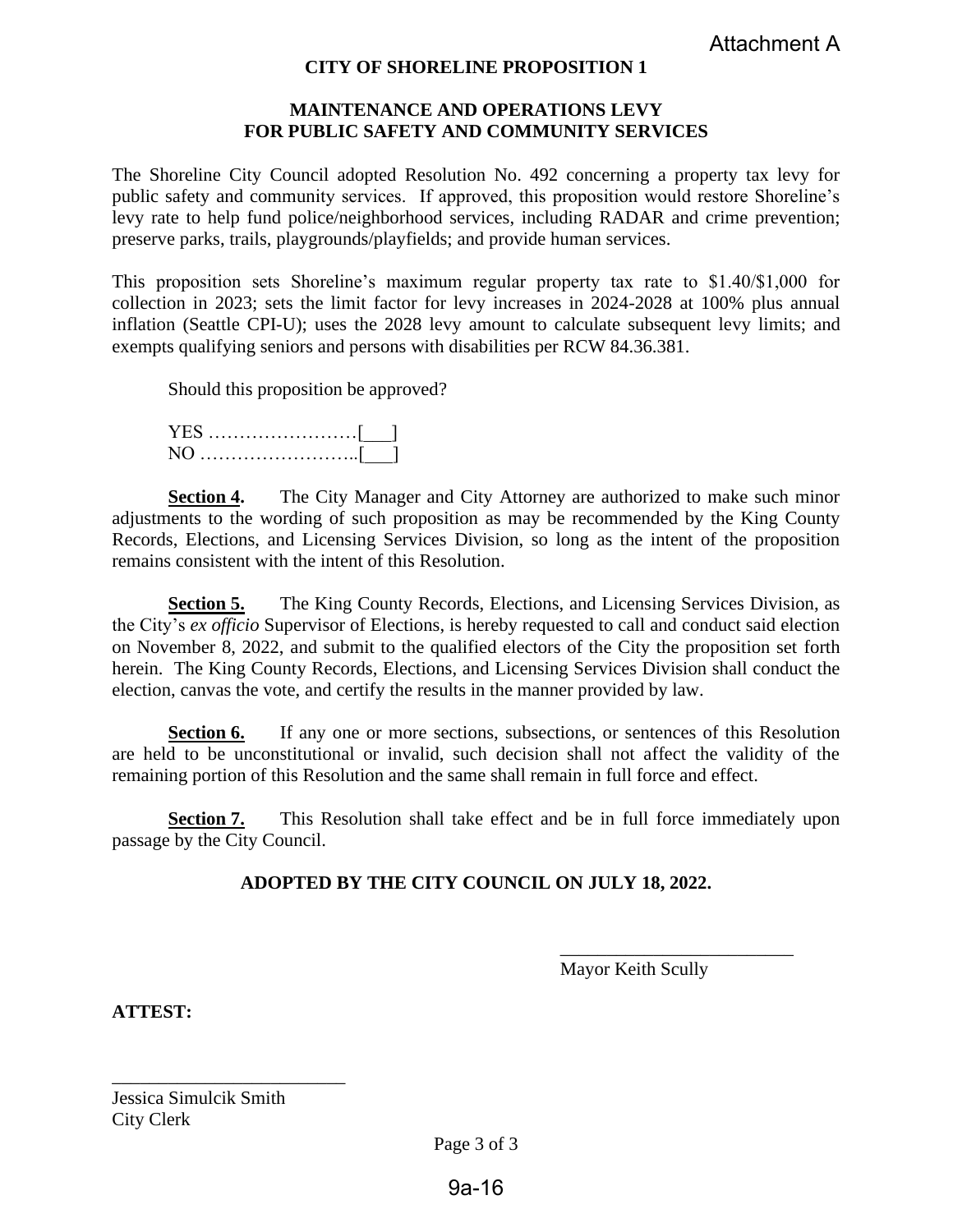Attachment A

**CITY OF SHORELINE PROPOSITION 1**

**MAINTENANCE AND OPERATIONS LEVY**
**FOR PUBLIC SAFETY AND COMMUNITY SERVICES**

The Shoreline City Council adopted Resolution No. 492 concerning a property tax levy for public safety and community services. If approved, this proposition would restore Shoreline's levy rate to help fund police/neighborhood services, including RADAR and crime prevention; preserve parks, trails, playgrounds/playfields; and provide human services.

This proposition sets Shoreline's maximum regular property tax rate to $1.40/$1,000 for collection in 2023; sets the limit factor for levy increases in 2024-2028 at 100% plus annual inflation (Seattle CPI-U); uses the 2028 levy amount to calculate subsequent levy limits; and exempts qualifying seniors and persons with disabilities per RCW 84.36.381.

Should this proposition be approved?

YES ……………………[___]
NO ……………………..[___]

**Section 4.** The City Manager and City Attorney are authorized to make such minor adjustments to the wording of such proposition as may be recommended by the King County Records, Elections, and Licensing Services Division, so long as the intent of the proposition remains consistent with the intent of this Resolution.

**Section 5.** The King County Records, Elections, and Licensing Services Division, as the City's *ex officio* Supervisor of Elections, is hereby requested to call and conduct said election on November 8, 2022, and submit to the qualified electors of the City the proposition set forth herein. The King County Records, Elections, and Licensing Services Division shall conduct the election, canvas the vote, and certify the results in the manner provided by law.

**Section 6.** If any one or more sections, subsections, or sentences of this Resolution are held to be unconstitutional or invalid, such decision shall not affect the validity of the remaining portion of this Resolution and the same shall remain in full force and effect.

**Section 7.** This Resolution shall take effect and be in full force immediately upon passage by the City Council.

**ADOPTED BY THE CITY COUNCIL ON JULY 18, 2022.**

_________________________
Mayor Keith Scully

**ATTEST:**

_________________________
Jessica Simulcik Smith
City Clerk